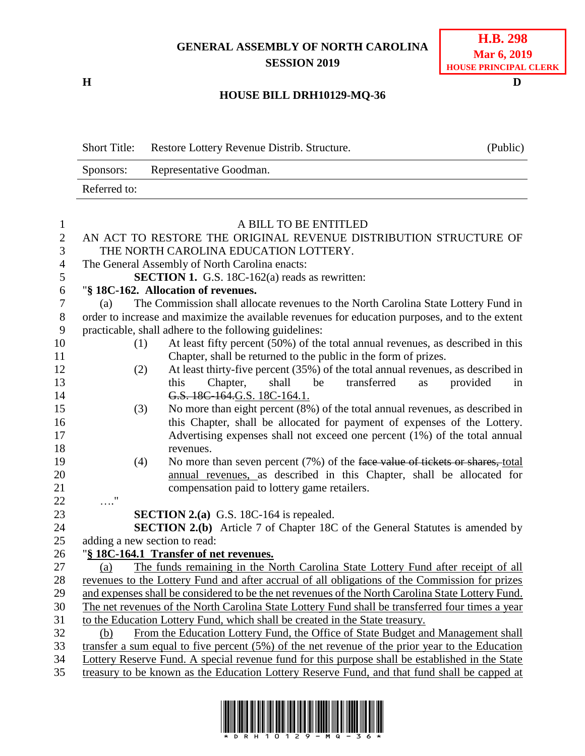**GENERAL ASSEMBLY OF NORTH CAROLINA**
**SESSION 2019**

**H.B. 298**
**Mar 6, 2019**
**HOUSE PRINCIPAL CLERK**

**H** **D**

# HOUSE BILL DRH10129-MQ-36

| Short Title: | Restore Lottery Revenue Distrib. Structure. | (Public) |
|---|---|---|
| Sponsors: | Representative Goodman. | |
| Referred to: | | |

A BILL TO BE ENTITLED

AN ACT TO RESTORE THE ORIGINAL REVENUE DISTRIBUTION STRUCTURE OF THE NORTH CAROLINA EDUCATION LOTTERY.

The General Assembly of North Carolina enacts:

**SECTION 1.** G.S. 18C-162(a) reads as rewritten:

"**§ 18C-162. Allocation of revenues.**

(a) The Commission shall allocate revenues to the North Carolina State Lottery Fund in order to increase and maximize the available revenues for education purposes, and to the extent practicable, shall adhere to the following guidelines:

(1) At least fifty percent (50%) of the total annual revenues, as described in this Chapter, shall be returned to the public in the form of prizes.

(2) At least thirty-five percent (35%) of the total annual revenues, as described in this Chapter, shall be transferred as provided in ~~G.S. 18C-164.~~<u>G.S. 18C-164.1.</u>

(3) No more than eight percent (8%) of the total annual revenues, as described in this Chapter, shall be allocated for payment of expenses of the Lottery. Advertising expenses shall not exceed one percent (1%) of the total annual revenues.

(4) No more than seven percent (7%) of the ~~face value of tickets or shares,~~ <u>total annual revenues,</u> as described in this Chapter, shall be allocated for compensation paid to lottery game retailers.

…."

**SECTION 2.(a)** G.S. 18C-164 is repealed.

**SECTION 2.(b)** Article 7 of Chapter 18C of the General Statutes is amended by adding a new section to read:

"<u>**§ 18C-164.1 Transfer of net revenues.**</u>

<u>(a) The funds remaining in the North Carolina State Lottery Fund after receipt of all revenues to the Lottery Fund and after accrual of all obligations of the Commission for prizes and expenses shall be considered to be the net revenues of the North Carolina State Lottery Fund. The net revenues of the North Carolina State Lottery Fund shall be transferred four times a year to the Education Lottery Fund, which shall be created in the State treasury.</u>

<u>(b) From the Education Lottery Fund, the Office of State Budget and Management shall transfer a sum equal to five percent (5%) of the net revenue of the prior year to the Education Lottery Reserve Fund. A special revenue fund for this purpose shall be established in the State treasury to be known as the Education Lottery Reserve Fund, and that fund shall be capped at</u>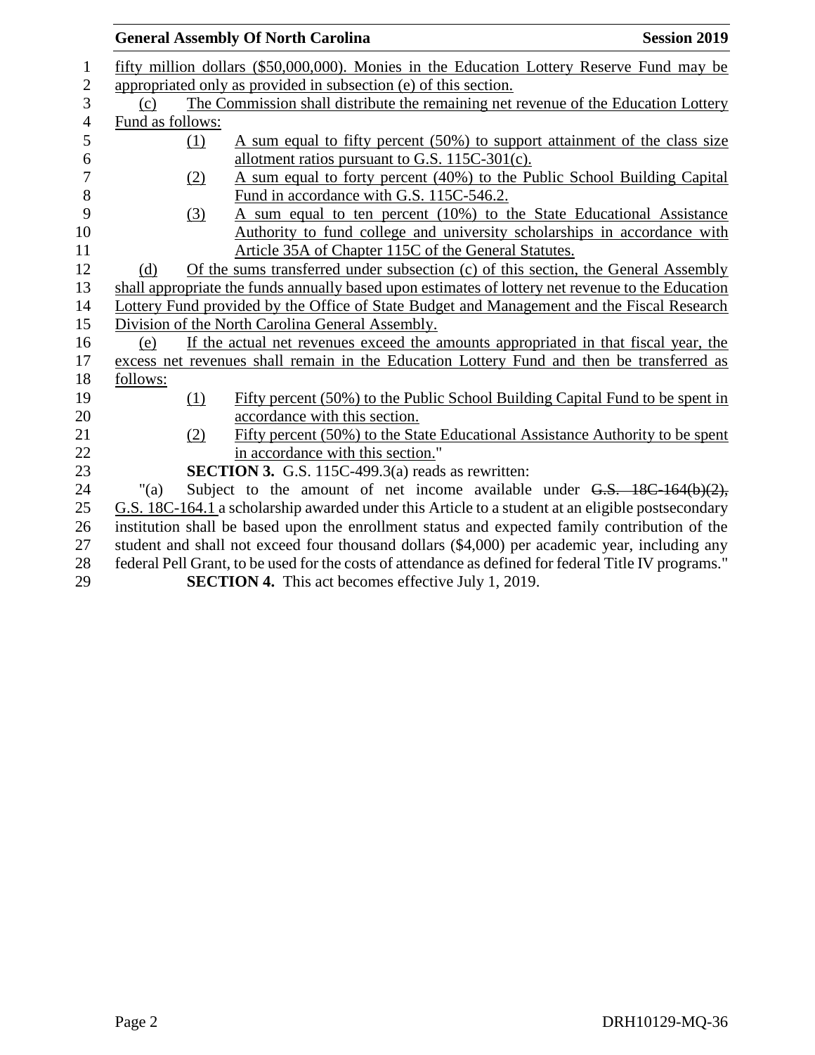fifty million dollars ($50,000,000). Monies in the Education Lottery Reserve Fund may be appropriated only as provided in subsection (e) of this section.

(c) The Commission shall distribute the remaining net revenue of the Education Lottery Fund as follows:

(1) A sum equal to fifty percent (50%) to support attainment of the class size allotment ratios pursuant to G.S. 115C-301(c).

(2) A sum equal to forty percent (40%) to the Public School Building Capital Fund in accordance with G.S. 115C-546.2.

(3) A sum equal to ten percent (10%) to the State Educational Assistance Authority to fund college and university scholarships in accordance with Article 35A of Chapter 115C of the General Statutes.

(d) Of the sums transferred under subsection (c) of this section, the General Assembly shall appropriate the funds annually based upon estimates of lottery net revenue to the Education Lottery Fund provided by the Office of State Budget and Management and the Fiscal Research Division of the North Carolina General Assembly.

(e) If the actual net revenues exceed the amounts appropriated in that fiscal year, the excess net revenues shall remain in the Education Lottery Fund and then be transferred as follows:

(1) Fifty percent (50%) to the Public School Building Capital Fund to be spent in accordance with this section.

(2) Fifty percent (50%) to the State Educational Assistance Authority to be spent in accordance with this section."

**SECTION 3.** G.S. 115C-499.3(a) reads as rewritten:

"(a) Subject to the amount of net income available under ~~G.S. 18C-164(b)(2),~~ G.S. 18C-164.1 a scholarship awarded under this Article to a student at an eligible postsecondary institution shall be based upon the enrollment status and expected family contribution of the student and shall not exceed four thousand dollars ($4,000) per academic year, including any federal Pell Grant, to be used for the costs of attendance as defined for federal Title IV programs."

**SECTION 4.** This act becomes effective July 1, 2019.